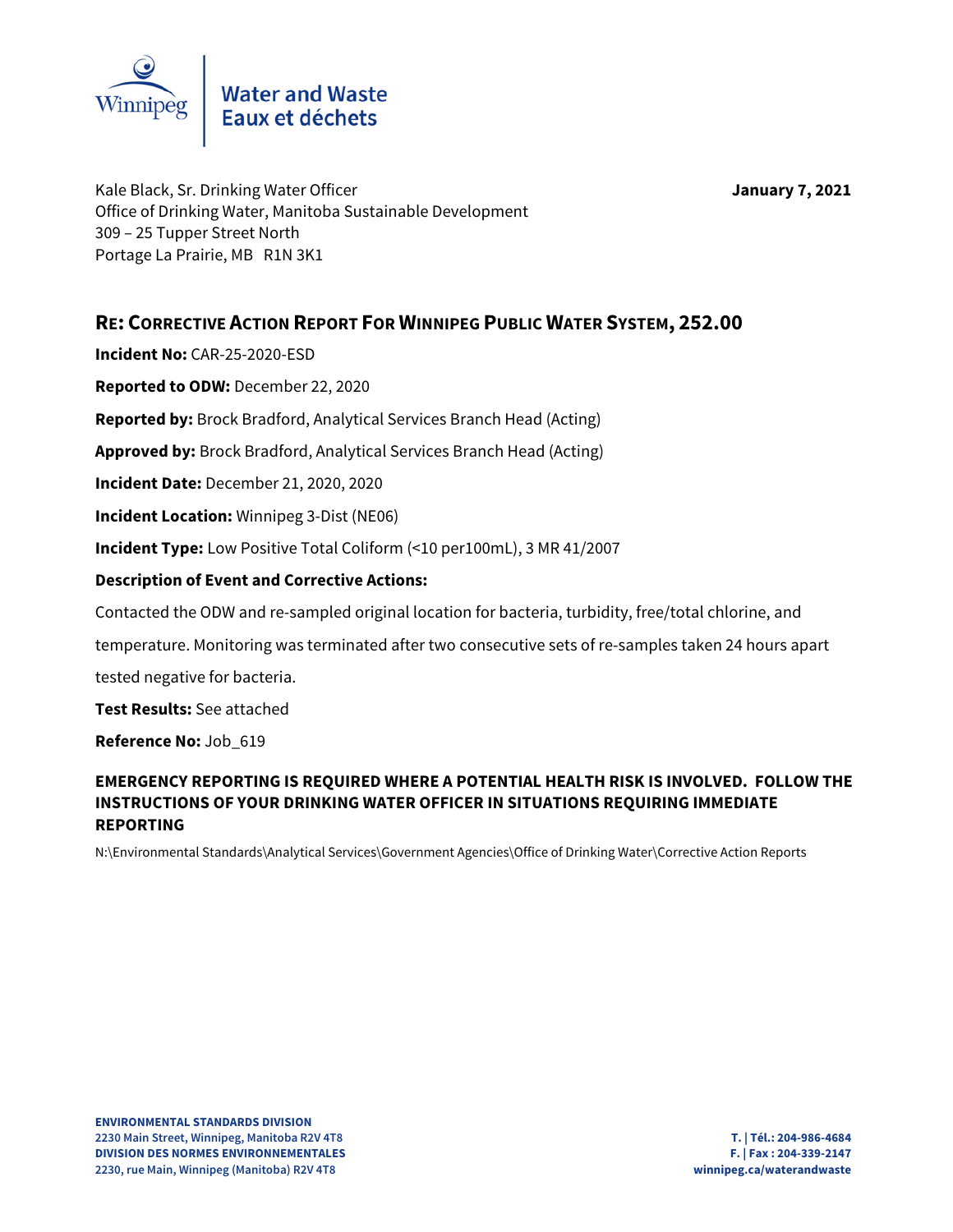Water and Waste
Eaux et déchets

Kale Black, Sr. Drinking Water Officer
Office of Drinking Water, Manitoba Sustainable Development
309 – 25 Tupper Street North
Portage La Prairie, MB R1N 3K1

**January 7, 2021**

## RE: Corrective Action Report For Winnipeg Public Water System, 252.00

**Incident No:** CAR-25-2020-ESD

**Reported to ODW:** December 22, 2020

**Reported by:** Brock Bradford, Analytical Services Branch Head (Acting)

**Approved by:** Brock Bradford, Analytical Services Branch Head (Acting)

**Incident Date:** December 21, 2020, 2020

**Incident Location:** Winnipeg 3-Dist (NE06)

**Incident Type:** Low Positive Total Coliform (<10 per100mL), 3 MR 41/2007

**Description of Event and Corrective Actions:**

Contacted the ODW and re-sampled original location for bacteria, turbidity, free/total chlorine, and temperature. Monitoring was terminated after two consecutive sets of re-samples taken 24 hours apart tested negative for bacteria.

**Test Results:** See attached

**Reference No:** Job_619

**EMERGENCY REPORTING IS REQUIRED WHERE A POTENTIAL HEALTH RISK IS INVOLVED. FOLLOW THE INSTRUCTIONS OF YOUR DRINKING WATER OFFICER IN SITUATIONS REQUIRING IMMEDIATE REPORTING**

N:\Environmental Standards\Analytical Services\Government Agencies\Office of Drinking Water\Corrective Action Reports

**ENVIRONMENTAL STANDARDS DIVISION**
**2230 Main Street, Winnipeg, Manitoba R2V 4T8**
**DIVISION DES NORMES ENVIRONNEMENTALES**
**2230, rue Main, Winnipeg (Manitoba) R2V 4T8**

**T. | Tél.: 204-986-4684**
**F. | Fax : 204-339-2147**
**winnipeg.ca/waterandwaste**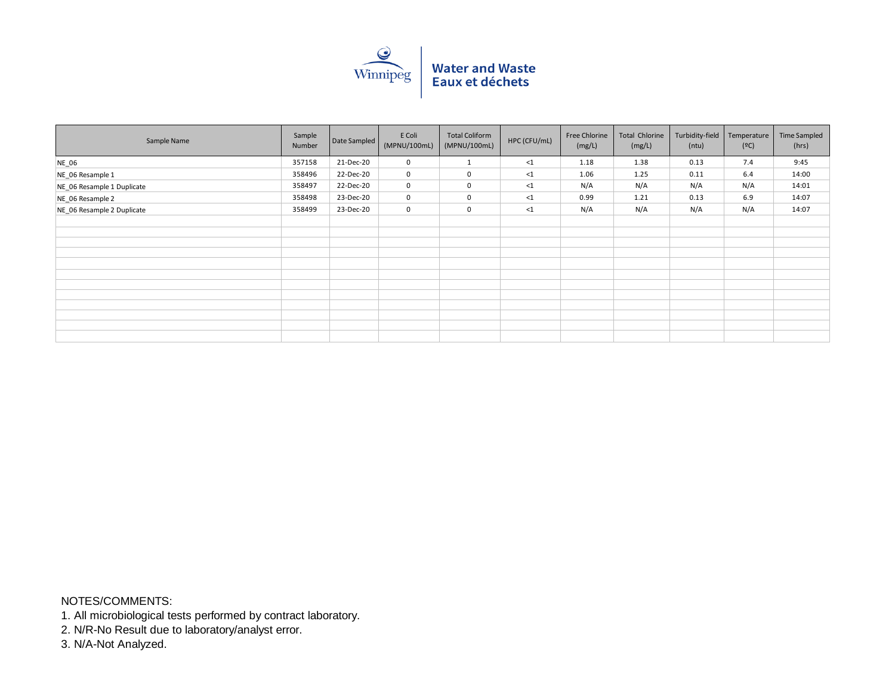Winnipeg | Water and Waste
Eaux et déchets

| Sample Name | Sample Number | Date Sampled | E Coli (MPNU/100mL) | Total Coliform (MPNU/100mL) | HPC (CFU/mL) | Free Chlorine (mg/L) | Total Chlorine (mg/L) | Turbidity-field (ntu) | Temperature (ºC) | Time Sampled (hrs) |
|---|---|---|---|---|---|---|---|---|---|---|
| NE_06 | 357158 | 21-Dec-20 | 0 | 1 | <1 | 1.18 | 1.38 | 0.13 | 7.4 | 9:45 |
| NE_06 Resample 1 | 358496 | 22-Dec-20 | 0 | 0 | <1 | 1.06 | 1.25 | 0.11 | 6.4 | 14:00 |
| NE_06 Resample 1 Duplicate | 358497 | 22-Dec-20 | 0 | 0 | <1 | N/A | N/A | N/A | N/A | 14:01 |
| NE_06 Resample 2 | 358498 | 23-Dec-20 | 0 | 0 | <1 | 0.99 | 1.21 | 0.13 | 6.9 | 14:07 |
| NE_06 Resample 2 Duplicate | 358499 | 23-Dec-20 | 0 | 0 | <1 | N/A | N/A | N/A | N/A | 14:07 |

NOTES/COMMENTS:

1. All microbiological tests performed by contract laboratory.
2. N/R-No Result due to laboratory/analyst error.
3. N/A-Not Analyzed.